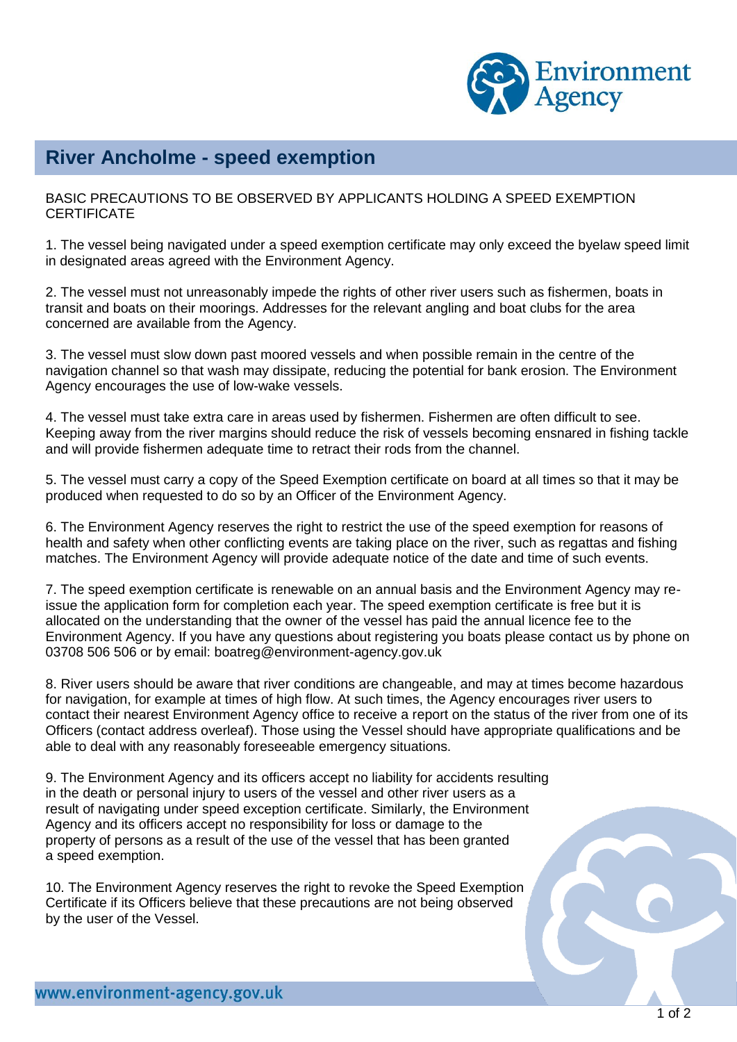# River Ancholme - speed exemption

BASIC PRECAUTIONS TO BE OBSERVED BY APPLICANTS HOLDING A SPEED EXEMPTION CERTIFICATE

1. The vessel being navigated under a speed exemption certificate may only exceed the byelaw speed limit in designated areas agreed with the Environment Agency.

2. The vessel must not unreasonably impede the rights of other river users such as fishermen, boats in transit and boats on their moorings. Addresses for the relevant angling and boat clubs for the area concerned are available from the Agency.

3. The vessel must slow down past moored vessels and when possible remain in the centre of the navigation channel so that wash may dissipate, reducing the potential for bank erosion. The Environment Agency encourages the use of low-wake vessels.

4. The vessel must take extra care in areas used by fishermen. Fishermen are often difficult to see. Keeping away from the river margins should reduce the risk of vessels becoming ensnared in fishing tackle and will provide fishermen adequate time to retract their rods from the channel.

5. The vessel must carry a copy of the Speed Exemption certificate on board at all times so that it may be produced when requested to do so by an Officer of the Environment Agency.

6. The Environment Agency reserves the right to restrict the use of the speed exemption for reasons of health and safety when other conflicting events are taking place on the river, such as regattas and fishing matches. The Environment Agency will provide adequate notice of the date and time of such events.

7. The speed exemption certificate is renewable on an annual basis and the Environment Agency may re-issue the application form for completion each year. The speed exemption certificate is free but it is allocated on the understanding that the owner of the vessel has paid the annual licence fee to the Environment Agency. If you have any questions about registering you boats please contact us by phone on 03708 506 506 or by email: boatreg@environment-agency.gov.uk

8. River users should be aware that river conditions are changeable, and may at times become hazardous for navigation, for example at times of high flow. At such times, the Agency encourages river users to contact their nearest Environment Agency office to receive a report on the status of the river from one of its Officers (contact address overleaf). Those using the Vessel should have appropriate qualifications and be able to deal with any reasonably foreseeable emergency situations.

9. The Environment Agency and its officers accept no liability for accidents resulting in the death or personal injury to users of the vessel and other river users as a result of navigating under speed exception certificate. Similarly, the Environment Agency and its officers accept no responsibility for loss or damage to the property of persons as a result of the use of the vessel that has been granted a speed exemption.

10. The Environment Agency reserves the right to revoke the Speed Exemption Certificate if its Officers believe that these precautions are not being observed by the user of the Vessel.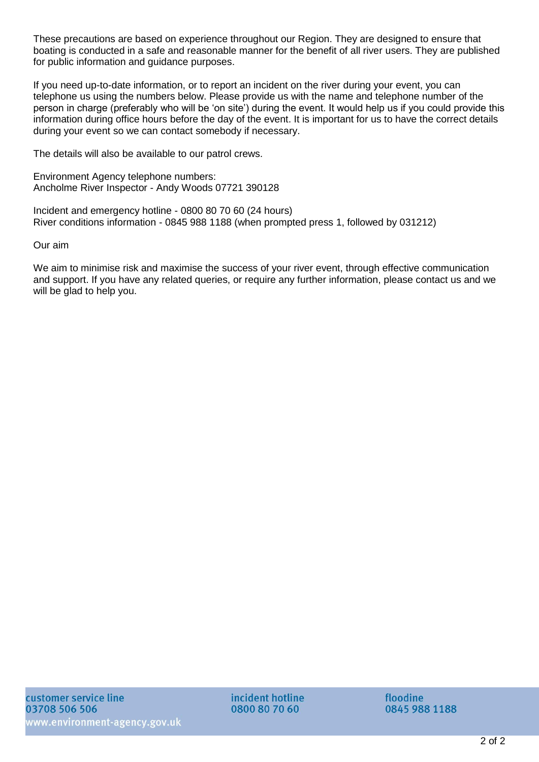These precautions are based on experience throughout our Region. They are designed to ensure that boating is conducted in a safe and reasonable manner for the benefit of all river users. They are published for public information and guidance purposes.

If you need up-to-date information, or to report an incident on the river during your event, you can telephone us using the numbers below. Please provide us with the name and telephone number of the person in charge (preferably who will be 'on site') during the event. It would help us if you could provide this information during office hours before the day of the event. It is important for us to have the correct details during your event so we can contact somebody if necessary.

The details will also be available to our patrol crews.

Environment Agency telephone numbers:
Ancholme River Inspector - Andy Woods 07721 390128

Incident and emergency hotline - 0800 80 70 60 (24 hours)
River conditions information - 0845 988 1188 (when prompted press 1, followed by 031212)

Our aim

We aim to minimise risk and maximise the success of your river event, through effective communication and support. If you have any related queries, or require any further information, please contact us and we will be glad to help you.